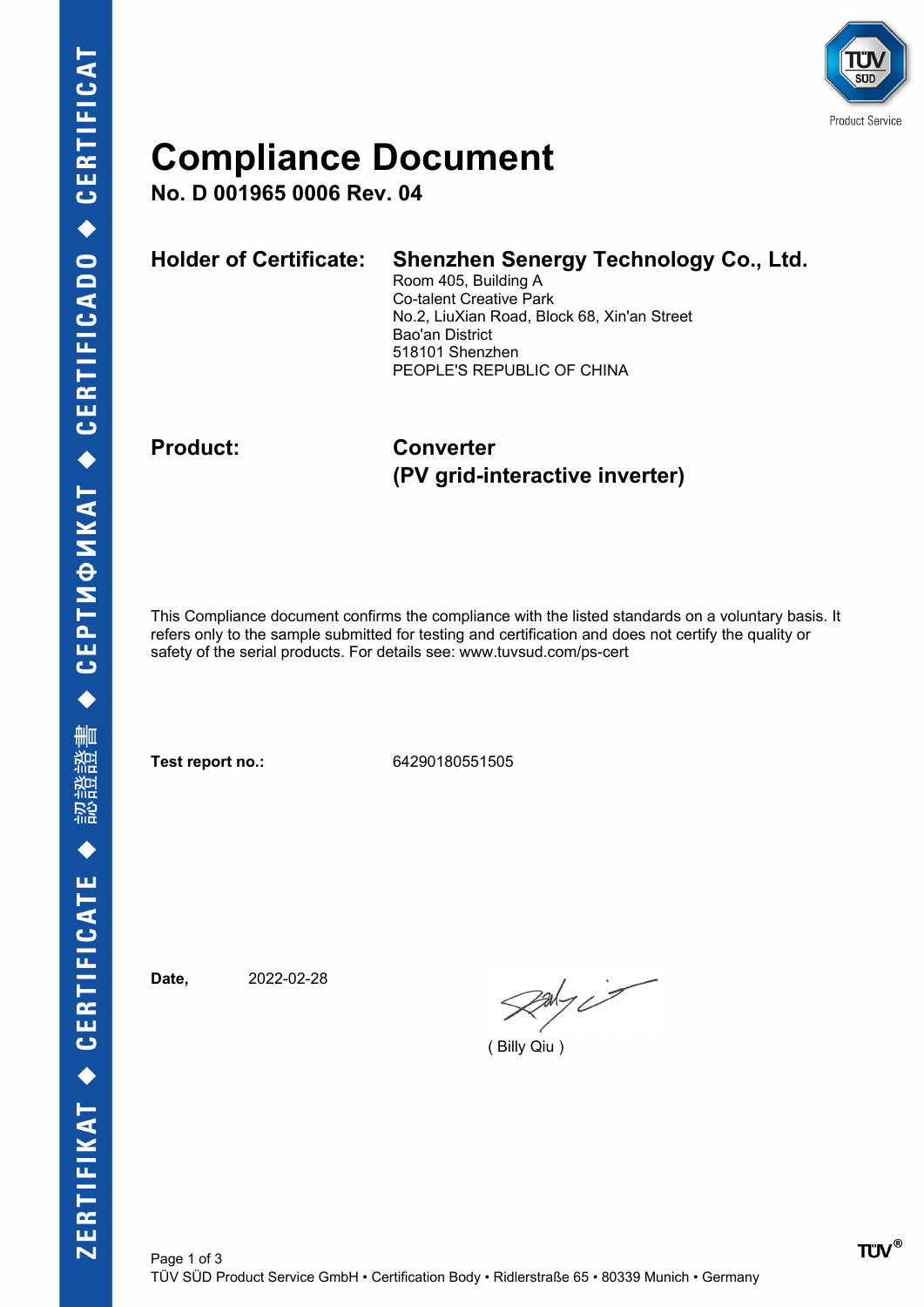# Compliance Document

**No. D 001965 0006 Rev. 04**

**Holder of Certificate:** **Shenzhen Senergy Technology Co., Ltd.**
Room 405, Building A
Co-talent Creative Park
No.2, LiuXian Road, Block 68, Xin'an Street
Bao'an District
518101 Shenzhen
PEOPLE'S REPUBLIC OF CHINA

**Product:** **Converter**
**(PV grid-interactive inverter)**

This Compliance document confirms the compliance with the listed standards on a voluntary basis. It refers only to the sample submitted for testing and certification and does not certify the quality or safety of the serial products. For details see: www.tuvsud.com/ps-cert

**Test report no.:** 64290180551505

**Date,** 2022-02-28

( Billy Qiu )

TÜV SÜD Product Service GmbH • Certification Body • Ridlerstraße 65 • 80339 Munich • Germany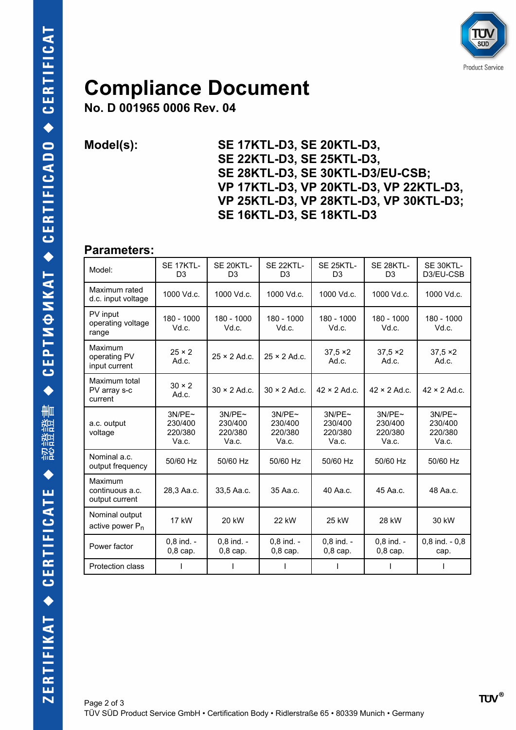# Compliance Document

**No. D 001965 0006 Rev. 04**

**Model(s):** **SE 17KTL-D3, SE 20KTL-D3, SE 22KTL-D3, SE 25KTL-D3, SE 28KTL-D3, SE 30KTL-D3/EU-CSB; VP 17KTL-D3, VP 20KTL-D3, VP 22KTL-D3, VP 25KTL-D3, VP 28KTL-D3, VP 30KTL-D3; SE 16KTL-D3, SE 18KTL-D3**

## Parameters:

| Model: | SE 17KTL-D3 | SE 20KTL-D3 | SE 22KTL-D3 | SE 25KTL-D3 | SE 28KTL-D3 | SE 30KTL-D3/EU-CSB |
|---|---|---|---|---|---|---|
| Maximum rated d.c. input voltage | 1000 Vd.c. | 1000 Vd.c. | 1000 Vd.c. | 1000 Vd.c. | 1000 Vd.c. | 1000 Vd.c. |
| PV input operating voltage range | 180 - 1000 Vd.c. | 180 - 1000 Vd.c. | 180 - 1000 Vd.c. | 180 - 1000 Vd.c. | 180 - 1000 Vd.c. | 180 - 1000 Vd.c. |
| Maximum operating PV input current | 25 × 2 Ad.c. | 25 × 2 Ad.c. | 25 × 2 Ad.c. | 37,5 ×2 Ad.c. | 37,5 ×2 Ad.c. | 37,5 ×2 Ad.c. |
| Maximum total PV array s-c current | 30 × 2 Ad.c. | 30 × 2 Ad.c. | 30 × 2 Ad.c. | 42 × 2 Ad.c. | 42 × 2 Ad.c. | 42 × 2 Ad.c. |
| a.c. output voltage | 3N/PE~ 230/400 220/380 Va.c. | 3N/PE~ 230/400 220/380 Va.c. | 3N/PE~ 230/400 220/380 Va.c. | 3N/PE~ 230/400 220/380 Va.c. | 3N/PE~ 230/400 220/380 Va.c. | 3N/PE~ 230/400 220/380 Va.c. |
| Nominal a.c. output frequency | 50/60 Hz | 50/60 Hz | 50/60 Hz | 50/60 Hz | 50/60 Hz | 50/60 Hz |
| Maximum continuous a.c. output current | 28,3 Aa.c. | 33,5 Aa.c. | 35 Aa.c. | 40 Aa.c. | 45 Aa.c. | 48 Aa.c. |
| Nominal output active power $P_n$ | 17 kW | 20 kW | 22 kW | 25 kW | 28 kW | 30 kW |
| Power factor | 0,8 ind. - 0,8 cap. | 0,8 ind. - 0,8 cap. | 0,8 ind. - 0,8 cap. | 0,8 ind. - 0,8 cap. | 0,8 ind. - 0,8 cap. | 0,8 ind. - 0,8 cap. |
| Protection class | I | I | I | I | I | I |

TÜV SÜD Product Service GmbH • Certification Body • Ridlerstraße 65 • 80339 Munich • Germany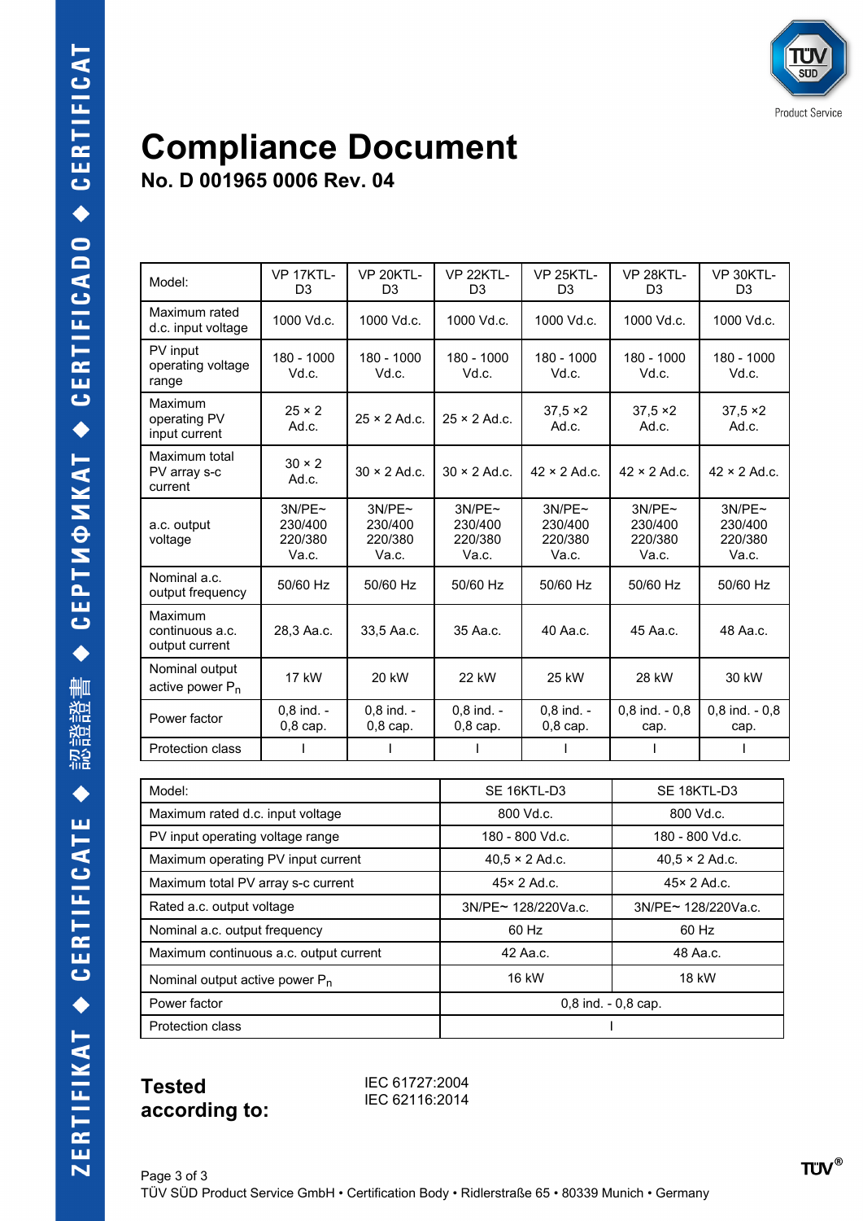# Compliance Document

## No. D 001965 0006 Rev. 04

| Model: | VP 17KTL-D3 | VP 20KTL-D3 | VP 22KTL-D3 | VP 25KTL-D3 | VP 28KTL-D3 | VP 30KTL-D3 |
|---|---|---|---|---|---|---|
| Maximum rated d.c. input voltage | 1000 Vd.c. | 1000 Vd.c. | 1000 Vd.c. | 1000 Vd.c. | 1000 Vd.c. | 1000 Vd.c. |
| PV input operating voltage range | 180 - 1000 Vd.c. | 180 - 1000 Vd.c. | 180 - 1000 Vd.c. | 180 - 1000 Vd.c. | 180 - 1000 Vd.c. | 180 - 1000 Vd.c. |
| Maximum operating PV input current | 25 × 2 Ad.c. | 25 × 2 Ad.c. | 25 × 2 Ad.c. | 37,5 ×2 Ad.c. | 37,5 ×2 Ad.c. | 37,5 ×2 Ad.c. |
| Maximum total PV array s-c current | 30 × 2 Ad.c. | 30 × 2 Ad.c. | 30 × 2 Ad.c. | 42 × 2 Ad.c. | 42 × 2 Ad.c. | 42 × 2 Ad.c. |
| a.c. output voltage | 3N/PE~ 230/400 220/380 Va.c. | 3N/PE~ 230/400 220/380 Va.c. | 3N/PE~ 230/400 220/380 Va.c. | 3N/PE~ 230/400 220/380 Va.c. | 3N/PE~ 230/400 220/380 Va.c. | 3N/PE~ 230/400 220/380 Va.c. |
| Nominal a.c. output frequency | 50/60 Hz | 50/60 Hz | 50/60 Hz | 50/60 Hz | 50/60 Hz | 50/60 Hz |
| Maximum continuous a.c. output current | 28,3 Aa.c. | 33,5 Aa.c. | 35 Aa.c. | 40 Aa.c. | 45 Aa.c. | 48 Aa.c. |
| Nominal output active power $P_n$ | 17 kW | 20 kW | 22 kW | 25 kW | 28 kW | 30 kW |
| Power factor | 0,8 ind. - 0,8 cap. | 0,8 ind. - 0,8 cap. | 0,8 ind. - 0,8 cap. | 0,8 ind. - 0,8 cap. | 0,8 ind. - 0,8 cap. | 0,8 ind. - 0,8 cap. |
| Protection class | I | I | I | I | I | I |

| Model: | SE 16KTL-D3 | SE 18KTL-D3 |
|---|---|---|
| Maximum rated d.c. input voltage | 800 Vd.c. | 800 Vd.c. |
| PV input operating voltage range | 180 - 800 Vd.c. | 180 - 800 Vd.c. |
| Maximum operating PV input current | 40,5 × 2 Ad.c. | 40,5 × 2 Ad.c. |
| Maximum total PV array s-c current | 45× 2 Ad.c. | 45× 2 Ad.c. |
| Rated a.c. output voltage | 3N/PE~ 128/220Va.c. | 3N/PE~ 128/220Va.c. |
| Nominal a.c. output frequency | 60 Hz | 60 Hz |
| Maximum continuous a.c. output current | 42 Aa.c. | 48 Aa.c. |
| Nominal output active power $P_n$ | 16 kW | 18 kW |
| Power factor | 0,8 ind. - 0,8 cap. | |
| Protection class | I | |

**Tested according to:**

IEC 61727:2004
IEC 62116:2014

TÜV SÜD Product Service GmbH • Certification Body • Ridlerstraße 65 • 80339 Munich • Germany